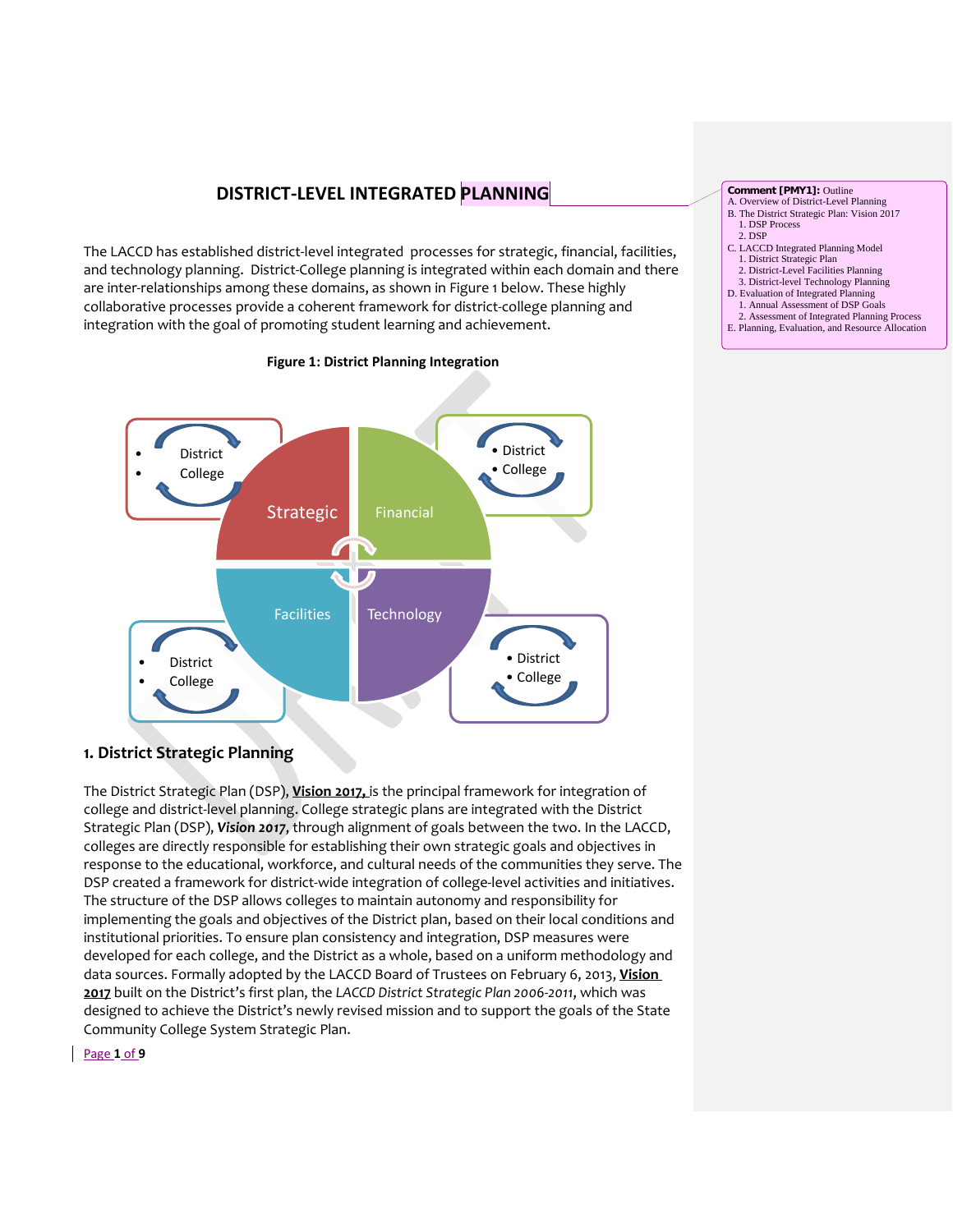# DISTRICT-LEVEL INTEGRATED PLANNING

The LACCD has established district-level integrated processes for strategic, financial, facilities, and technology planning. District-College planning is integrated within each domain and there are inter-relationships among these domains, as shown in Figure 1 below. These highly collaborative processes provide a coherent framework for district-college planning and integration with the goal of promoting student learning and achievement.

**Figure 1: District Planning Integration**

Strategic: District, College

Financial: District, College

Facilities: District, College

Technology: District, College

## 1. District Strategic Planning

The District Strategic Plan (DSP), **Vision 2017**, is the principal framework for integration of college and district-level planning. College strategic plans are integrated with the District Strategic Plan (DSP), ***Vision 2017***, through alignment of goals between the two. In the LACCD, colleges are directly responsible for establishing their own strategic goals and objectives in response to the educational, workforce, and cultural needs of the communities they serve. The DSP created a framework for district-wide integration of college-level activities and initiatives. The structure of the DSP allows colleges to maintain autonomy and responsibility for implementing the goals and objectives of the District plan, based on their local conditions and institutional priorities. To ensure plan consistency and integration, DSP measures were developed for each college, and the District as a whole, based on a uniform methodology and data sources. Formally adopted by the LACCD Board of Trustees on February 6, 2013, **Vision 2017** built on the District's first plan, the *LACCD District Strategic Plan 2006-2011*, which was designed to achieve the District's newly revised mission and to support the goals of the State Community College System Strategic Plan.

Comment [PMY1]: Outline
A. Overview of District-Level Planning
B. The District Strategic Plan: Vision 2017
1. DSP Process
2. DSP
C. LACCD Integrated Planning Model
1. District Strategic Plan
2. District-Level Facilities Planning
3. District-level Technology Planning
D. Evaluation of Integrated Planning
1. Annual Assessment of DSP Goals
2. Assessment of Integrated Planning Process
E. Planning, Evaluation, and Resource Allocation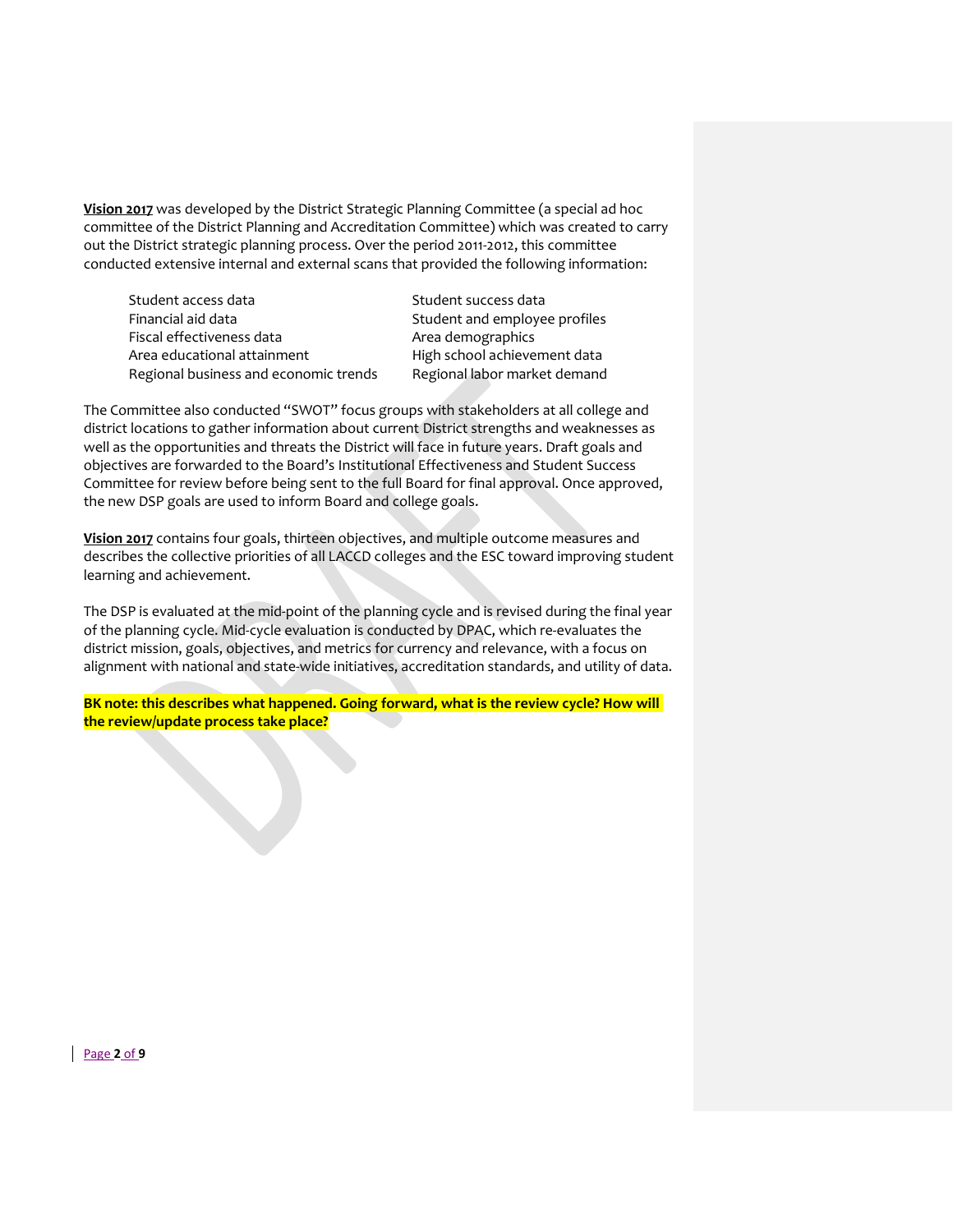**Vision 2017** was developed by the District Strategic Planning Committee (a special ad hoc committee of the District Planning and Accreditation Committee) which was created to carry out the District strategic planning process. Over the period 2011-2012, this committee conducted extensive internal and external scans that provided the following information:

| | |
|---|---|
| Student access data | Student success data |
| Financial aid data | Student and employee profiles |
| Fiscal effectiveness data | Area demographics |
| Area educational attainment | High school achievement data |
| Regional business and economic trends | Regional labor market demand |

The Committee also conducted "SWOT" focus groups with stakeholders at all college and district locations to gather information about current District strengths and weaknesses as well as the opportunities and threats the District will face in future years. Draft goals and objectives are forwarded to the Board's Institutional Effectiveness and Student Success Committee for review before being sent to the full Board for final approval. Once approved, the new DSP goals are used to inform Board and college goals.

**Vision 2017** contains four goals, thirteen objectives, and multiple outcome measures and describes the collective priorities of all LACCD colleges and the ESC toward improving student learning and achievement.

The DSP is evaluated at the mid-point of the planning cycle and is revised during the final year of the planning cycle. Mid-cycle evaluation is conducted by DPAC, which re-evaluates the district mission, goals, objectives, and metrics for currency and relevance, with a focus on alignment with national and state-wide initiatives, accreditation standards, and utility of data.

**BK note: this describes what happened. Going forward, what is the review cycle? How will the review/update process take place?**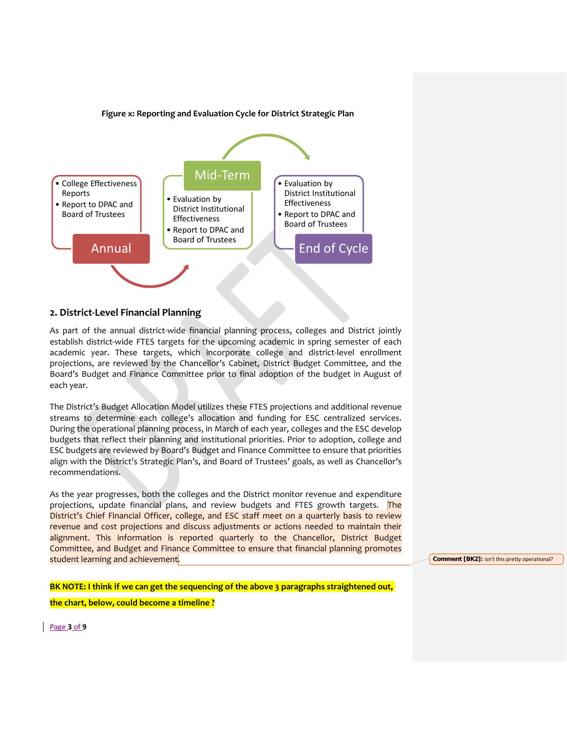**Figure x: Reporting and Evaluation Cycle for District Strategic Plan**

**Annual**
- College Effectiveness Reports
- Report to DPAC and Board of Trustees

**Mid-Term**
- Evaluation by District Institutional Effectiveness
- Report to DPAC and Board of Trustees

**End of Cycle**
- Evaluation by District Institutional Effectiveness
- Report to DPAC and Board of Trustees

## 2. District-Level Financial Planning

As part of the annual district-wide financial planning process, colleges and District jointly establish district-wide FTES targets for the upcoming academic in spring semester of each academic year. These targets, which incorporate college and district-level enrollment projections, are reviewed by the Chancellor's Cabinet, District Budget Committee, and the Board's Budget and Finance Committee prior to final adoption of the budget in August of each year.

The District's Budget Allocation Model utilizes these FTES projections and additional revenue streams to determine each college's allocation and funding for ESC centralized services. During the operational planning process, in March of each year, colleges and the ESC develop budgets that reflect their planning and institutional priorities. Prior to adoption, college and ESC budgets are reviewed by Board's Budget and Finance Committee to ensure that priorities align with the District's Strategic Plan's, and Board of Trustees' goals, as well as Chancellor's recommendations.

As the year progresses, both the colleges and the District monitor revenue and expenditure projections, update financial plans, and review budgets and FTES growth targets. The District's Chief Financial Officer, college, and ESC staff meet on a quarterly basis to review revenue and cost projections and discuss adjustments or actions needed to maintain their alignment. This information is reported quarterly to the Chancellor, District Budget Committee, and Budget and Finance Committee to ensure that financial planning promotes student learning and achievement.

Comment [BK2]: isn't this pretty operational?

**BK NOTE: I think if we can get the sequencing of the above 3 paragraphs straightened out, the chart, below, could become a timeline ?**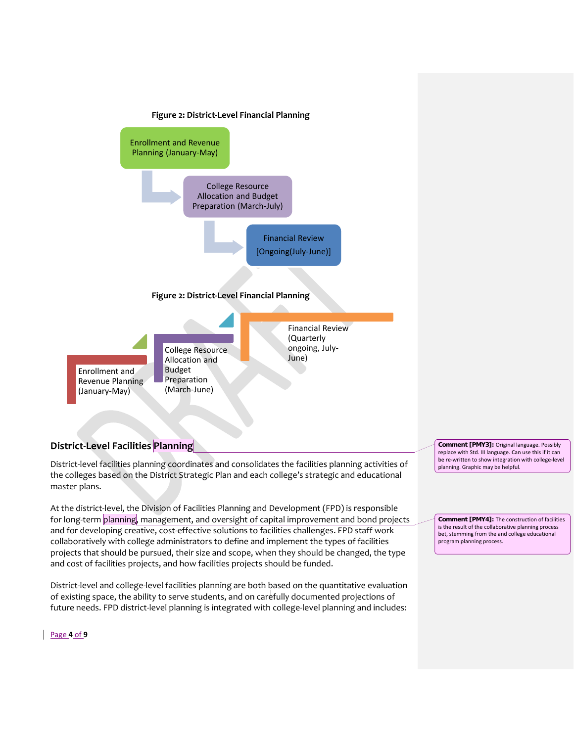**Figure 2: District-Level Financial Planning**

Enrollment and Revenue Planning (January-May)

College Resource Allocation and Budget Preparation (March-July)

Financial Review [Ongoing(July-June)]

**Figure 2: District-Level Financial Planning**

Enrollment and Revenue Planning (January-May)

College Resource Allocation and Budget Preparation (March-June)

Financial Review (Quarterly ongoing, July-June)

## District-Level Facilities Planning

District-level facilities planning coordinates and consolidates the facilities planning activities of the colleges based on the District Strategic Plan and each college's strategic and educational master plans.

At the district-level, the Division of Facilities Planning and Development (FPD) is responsible for long-term planning, management, and oversight of capital improvement and bond projects and for developing creative, cost-effective solutions to facilities challenges. FPD staff work collaboratively with college administrators to define and implement the types of facilities projects that should be pursued, their size and scope, when they should be changed, the type and cost of facilities projects, and how facilities projects should be funded.

District-level and college-level facilities planning are both based on the quantitative evaluation of existing space, the ability to serve students, and on carefully documented projections of future needs. FPD district-level planning is integrated with college-level planning and includes:

**Comment [PMY3]:** Original language. Possibly replace with Std. III language. Can use this if it can be re-written to show integration with college-level planning. Graphic may be helpful.

**Comment [PMY4]:** The construction of facilities is the result of the collaborative planning process bet, stemming from the and college educational program planning process.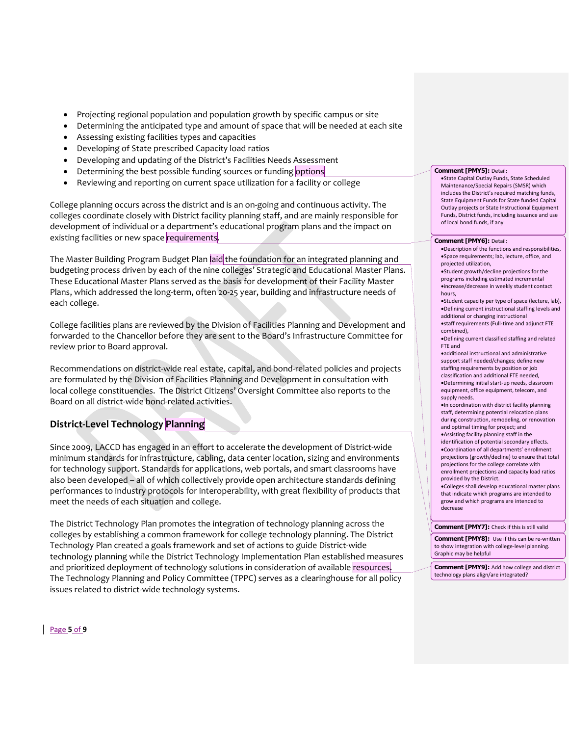- Projecting regional population and population growth by specific campus or site
- Determining the anticipated type and amount of space that will be needed at each site
- Assessing existing facilities types and capacities
- Developing of State prescribed Capacity load ratios
- Developing and updating of the District's Facilities Needs Assessment
- Determining the best possible funding sources or funding options
- Reviewing and reporting on current space utilization for a facility or college

College planning occurs across the district and is an on-going and continuous activity. The colleges coordinate closely with District facility planning staff, and are mainly responsible for development of individual or a department's educational program plans and the impact on existing facilities or new space requirements.

The Master Building Program Budget Plan laid the foundation for an integrated planning and budgeting process driven by each of the nine colleges' Strategic and Educational Master Plans. These Educational Master Plans served as the basis for development of their Facility Master Plans, which addressed the long-term, often 20-25 year, building and infrastructure needs of each college.

College facilities plans are reviewed by the Division of Facilities Planning and Development and forwarded to the Chancellor before they are sent to the Board's Infrastructure Committee for review prior to Board approval.

Recommendations on district-wide real estate, capital, and bond-related policies and projects are formulated by the Division of Facilities Planning and Development in consultation with local college constituencies. The District Citizens' Oversight Committee also reports to the Board on all district-wide bond-related activities.

## District-Level Technology Planning

Since 2009, LACCD has engaged in an effort to accelerate the development of District-wide minimum standards for infrastructure, cabling, data center location, sizing and environments for technology support. Standards for applications, web portals, and smart classrooms have also been developed – all of which collectively provide open architecture standards defining performances to industry protocols for interoperability, with great flexibility of products that meet the needs of each situation and college.

The District Technology Plan promotes the integration of technology planning across the colleges by establishing a common framework for college technology planning. The District Technology Plan created a goals framework and set of actions to guide District-wide technology planning while the District Technology Implementation Plan established measures and prioritized deployment of technology solutions in consideration of available resources. The Technology Planning and Policy Committee (TPPC) serves as a clearinghouse for all policy issues related to district-wide technology systems.

**Comment [PMY5]:** Detail:
- State Capital Outlay Funds, State Scheduled Maintenance/Special Repairs (SMSR) which includes the District's required matching funds, State Equipment Funds for State funded Capital Outlay projects or State Instructional Equipment Funds, District funds, including issuance and use of local bond funds, if any

**Comment [PMY6]:** Detail:
- Description of the functions and responsibilities,
- Space requirements; lab, lecture, office, and projected utilization,
- Student growth/decline projections for the programs including estimated incremental
- increase/decrease in weekly student contact hours,
- Student capacity per type of space (lecture, lab),
- Defining current instructional staffing levels and additional or changing instructional
- staff requirements (Full-time and adjunct FTE combined),
- Defining current classified staffing and related FTE and
- additional instructional and administrative support staff needed/changes; define new staffing requirements by position or job classification and additional FTE needed,
- Determining initial start-up needs, classroom equipment, office equipment, telecom, and supply needs.
- In coordination with district facility planning staff, determining potential relocation plans during construction, remodeling, or renovation and optimal timing for project; and
- Assisting facility planning staff in the identification of potential secondary effects.
- Coordination of all departments' enrollment projections (growth/decline) to ensure that total projections for the college correlate with enrollment projections and capacity load ratios provided by the District.
- Colleges shall develop educational master plans that indicate which programs are intended to grow and which programs are intended to decrease

**Comment [PMY7]:** Check if this is still valid

**Comment [PMY8]:** Use if this can be re-written to show integration with college-level planning. Graphic may be helpful

**Comment [PMY9]:** Add how college and district technology plans align/are integrated?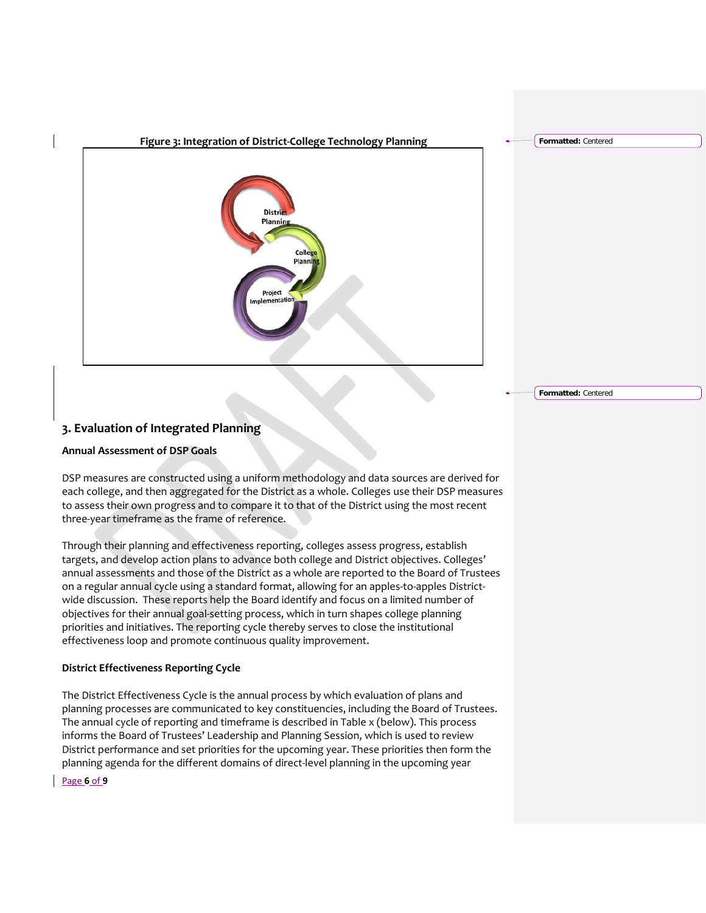**Figure 3: Integration of District-College Technology Planning**

## 3. Evaluation of Integrated Planning

### Annual Assessment of DSP Goals

DSP measures are constructed using a uniform methodology and data sources are derived for each college, and then aggregated for the District as a whole. Colleges use their DSP measures to assess their own progress and to compare it to that of the District using the most recent three-year timeframe as the frame of reference.

Through their planning and effectiveness reporting, colleges assess progress, establish targets, and develop action plans to advance both college and District objectives. Colleges' annual assessments and those of the District as a whole are reported to the Board of Trustees on a regular annual cycle using a standard format, allowing for an apples-to-apples District-wide discussion. These reports help the Board identify and focus on a limited number of objectives for their annual goal-setting process, which in turn shapes college planning priorities and initiatives. The reporting cycle thereby serves to close the institutional effectiveness loop and promote continuous quality improvement.

### District Effectiveness Reporting Cycle

The District Effectiveness Cycle is the annual process by which evaluation of plans and planning processes are communicated to key constituencies, including the Board of Trustees. The annual cycle of reporting and timeframe is described in Table x (below). This process informs the Board of Trustees' Leadership and Planning Session, which is used to review District performance and set priorities for the upcoming year. These priorities then form the planning agenda for the different domains of direct-level planning in the upcoming year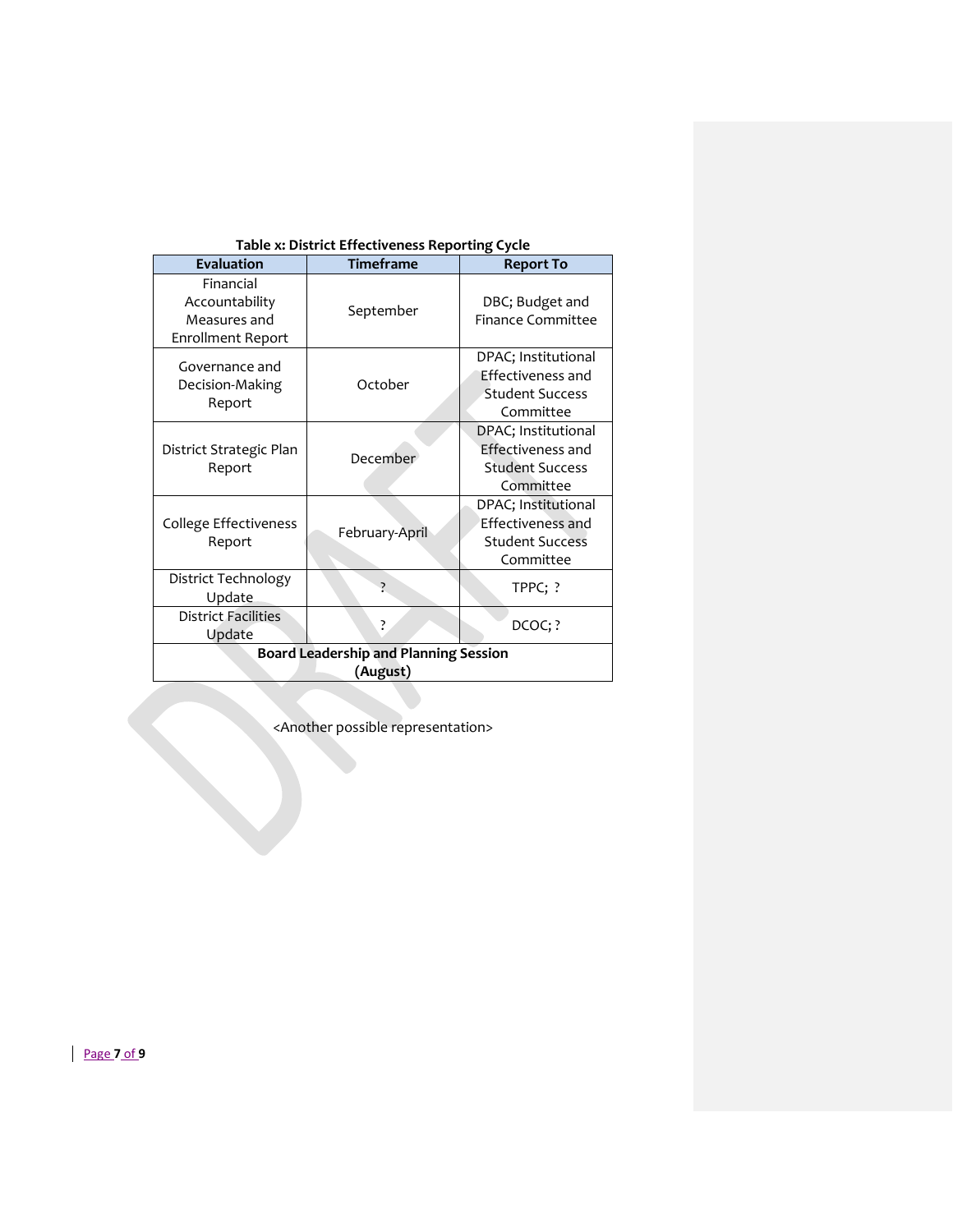**Table x: District Effectiveness Reporting Cycle**

| Evaluation | Timeframe | Report To |
|---|---|---|
| Financial Accountability Measures and Enrollment Report | September | DBC; Budget and Finance Committee |
| Governance and Decision-Making Report | October | DPAC; Institutional Effectiveness and Student Success Committee |
| District Strategic Plan Report | December | DPAC; Institutional Effectiveness and Student Success Committee |
| College Effectiveness Report | February-April | DPAC; Institutional Effectiveness and Student Success Committee |
| District Technology Update | ? | TPPC; ? |
| District Facilities Update | ? | DCOC; ? |
| **Board Leadership and Planning Session (August)** | | |

<Another possible representation>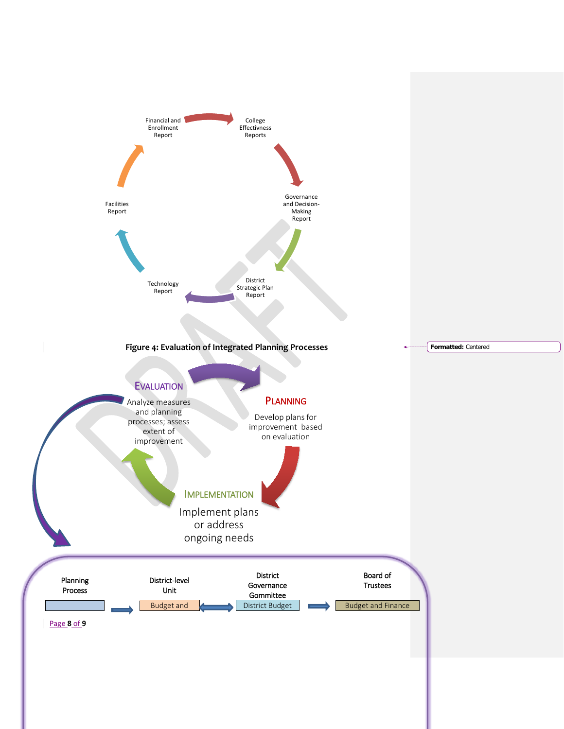Financial and Enrollment Report

College Effectivness Reports

Governance and Decision-Making Report

District Strategic Plan Report

Technology Report

Facilities Report

**Figure 4: Evaluation of Integrated Planning Processes**

EVALUATION

Analyze measures and planning processes; assess extent of improvement

PLANNING

Develop plans for improvement based on evaluation

IMPLEMENTATION

Implement plans or address ongoing needs

| Planning Process | District-level Unit | District Governance Gommittee | Board of Trustees |
| --- | --- | --- | --- |
| | Budget and | District Budget | Budget and Finance |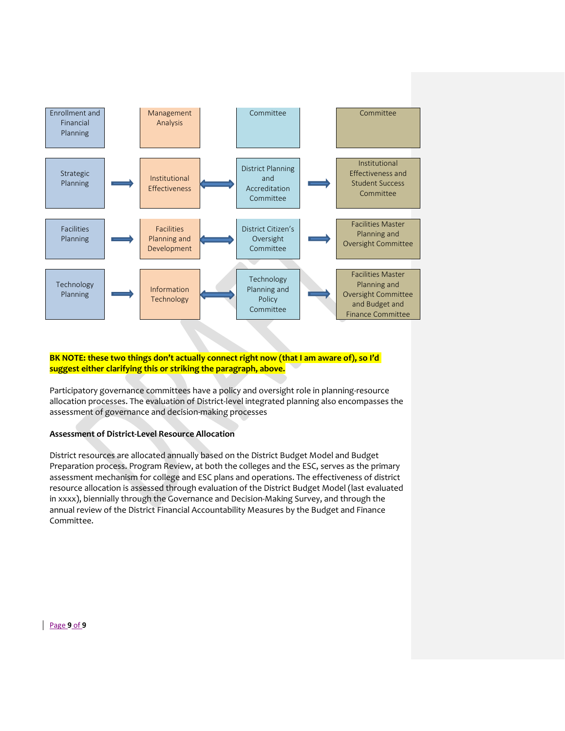Enrollment and Financial Planning

Management Analysis

Committee

Committee

Strategic Planning

Institutional Effectiveness

District Planning and Accreditation Committee

Institutional Effectiveness and Student Success Committee

Facilities Planning

Facilities Planning and Development

District Citizen's Oversight Committee

Facilities Master Planning and Oversight Committee

Technology Planning

Information Technology

Technology Planning and Policy Committee

Facilities Master Planning and Oversight Committee and Budget and Finance Committee

**BK NOTE: these two things don't actually connect right now (that I am aware of), so I'd suggest either clarifying this or striking the paragraph, above.**

Participatory governance committees have a policy and oversight role in planning-resource allocation processes. The evaluation of District-level integrated planning also encompasses the assessment of governance and decision-making processes

**Assessment of District-Level Resource Allocation**

District resources are allocated annually based on the District Budget Model and Budget Preparation process. Program Review, at both the colleges and the ESC, serves as the primary assessment mechanism for college and ESC plans and operations. The effectiveness of district resource allocation is assessed through evaluation of the District Budget Model (last evaluated in xxxx), biennially through the Governance and Decision-Making Survey, and through the annual review of the District Financial Accountability Measures by the Budget and Finance Committee.